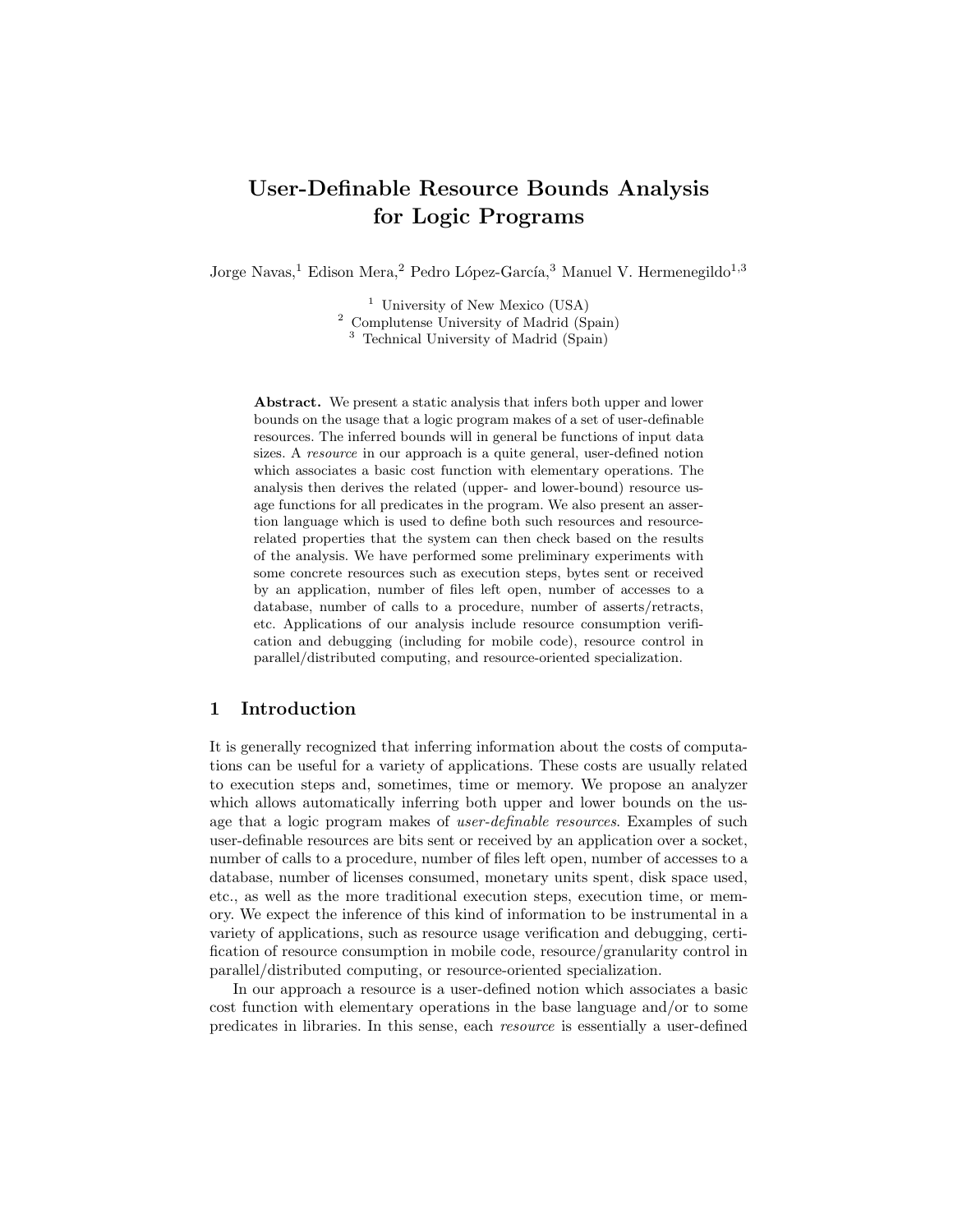// User-Definable Resource Bounds Analysis for Logic Programs

Jorge Navas,[1] Edison Mera,[2] Pedro López-García,[3] Manuel V. Hermenegildo[1,3]

[1] University of New Mexico (USA)
[2] Complutense University of Madrid (Spain)
[3] Technical University of Madrid (Spain)

**Abstract.** We present a static analysis that infers both upper and lower bounds on the usage that a logic program makes of a set of user-definable resources. The inferred bounds will in general be functions of input data sizes. A *resource* in our approach is a quite general, user-defined notion which associates a basic cost function with elementary operations. The analysis then derives the related (upper- and lower-bound) resource usage functions for all predicates in the program. We also present an assertion language which is used to define both such resources and resource-related properties that the system can then check based on the results of the analysis. We have performed some preliminary experiments with some concrete resources such as execution steps, bytes sent or received by an application, number of files left open, number of accesses to a database, number of calls to a procedure, number of asserts/retracts, etc. Applications of our analysis include resource consumption verification and debugging (including for mobile code), resource control in parallel/distributed computing, and resource-oriented specialization.

## 1 Introduction

It is generally recognized that inferring information about the costs of computations can be useful for a variety of applications. These costs are usually related to execution steps and, sometimes, time or memory. We propose an analyzer which allows automatically inferring both upper and lower bounds on the usage that a logic program makes of *user-definable resources*. Examples of such user-definable resources are bits sent or received by an application over a socket, number of calls to a procedure, number of files left open, number of accesses to a database, number of licenses consumed, monetary units spent, disk space used, etc., as well as the more traditional execution steps, execution time, or memory. We expect the inference of this kind of information to be instrumental in a variety of applications, such as resource usage verification and debugging, certification of resource consumption in mobile code, resource/granularity control in parallel/distributed computing, or resource-oriented specialization.

In our approach a resource is a user-defined notion which associates a basic cost function with elementary operations in the base language and/or to some predicates in libraries. In this sense, each *resource* is essentially a user-defined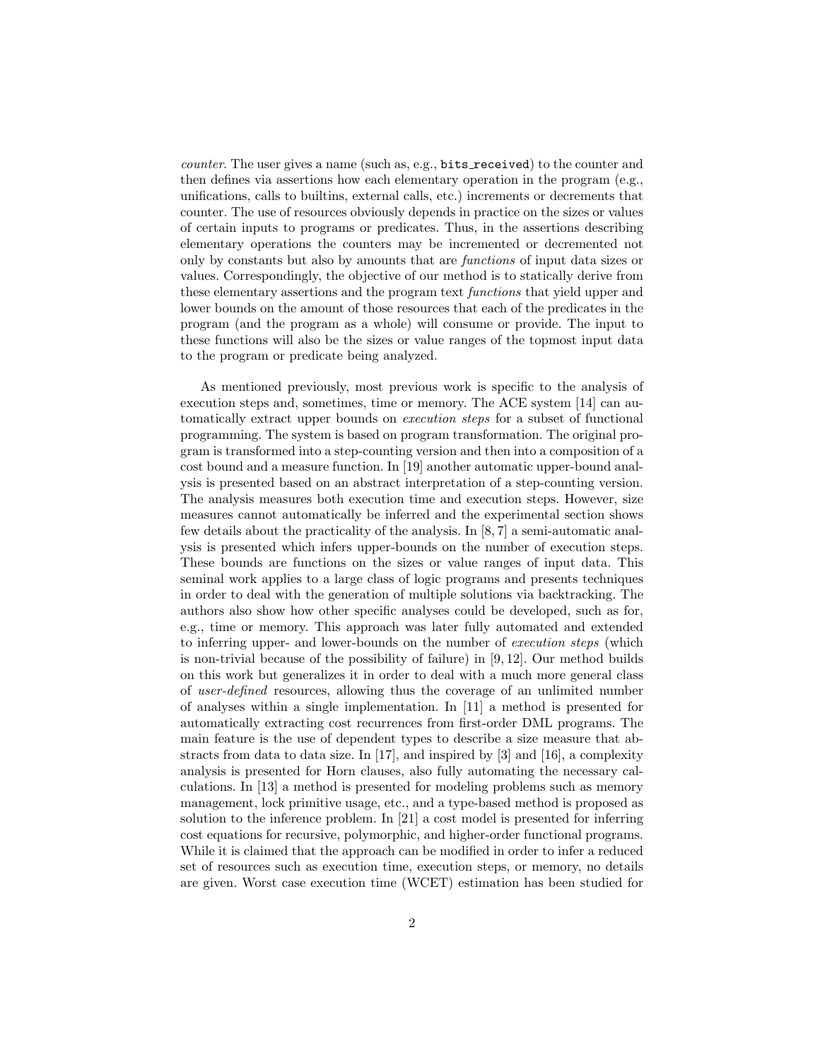*counter*. The user gives a name (such as, e.g., `bits_received`) to the counter and then defines via assertions how each elementary operation in the program (e.g., unifications, calls to builtins, external calls, etc.) increments or decrements that counter. The use of resources obviously depends in practice on the sizes or values of certain inputs to programs or predicates. Thus, in the assertions describing elementary operations the counters may be incremented or decremented not only by constants but also by amounts that are *functions* of input data sizes or values. Correspondingly, the objective of our method is to statically derive from these elementary assertions and the program text *functions* that yield upper and lower bounds on the amount of those resources that each of the predicates in the program (and the program as a whole) will consume or provide. The input to these functions will also be the sizes or value ranges of the topmost input data to the program or predicate being analyzed.

As mentioned previously, most previous work is specific to the analysis of execution steps and, sometimes, time or memory. The ACE system [14] can automatically extract upper bounds on *execution steps* for a subset of functional programming. The system is based on program transformation. The original program is transformed into a step-counting version and then into a composition of a cost bound and a measure function. In [19] another automatic upper-bound analysis is presented based on an abstract interpretation of a step-counting version. The analysis measures both execution time and execution steps. However, size measures cannot automatically be inferred and the experimental section shows few details about the practicality of the analysis. In [8, 7] a semi-automatic analysis is presented which infers upper-bounds on the number of execution steps. These bounds are functions on the sizes or value ranges of input data. This seminal work applies to a large class of logic programs and presents techniques in order to deal with the generation of multiple solutions via backtracking. The authors also show how other specific analyses could be developed, such as for, e.g., time or memory. This approach was later fully automated and extended to inferring upper- and lower-bounds on the number of *execution steps* (which is non-trivial because of the possibility of failure) in [9, 12]. Our method builds on this work but generalizes it in order to deal with a much more general class of *user-defined* resources, allowing thus the coverage of an unlimited number of analyses within a single implementation. In [11] a method is presented for automatically extracting cost recurrences from first-order DML programs. The main feature is the use of dependent types to describe a size measure that abstracts from data to data size. In [17], and inspired by [3] and [16], a complexity analysis is presented for Horn clauses, also fully automating the necessary calculations. In [13] a method is presented for modeling problems such as memory management, lock primitive usage, etc., and a type-based method is proposed as solution to the inference problem. In [21] a cost model is presented for inferring cost equations for recursive, polymorphic, and higher-order functional programs. While it is claimed that the approach can be modified in order to infer a reduced set of resources such as execution time, execution steps, or memory, no details are given. Worst case execution time (WCET) estimation has been studied for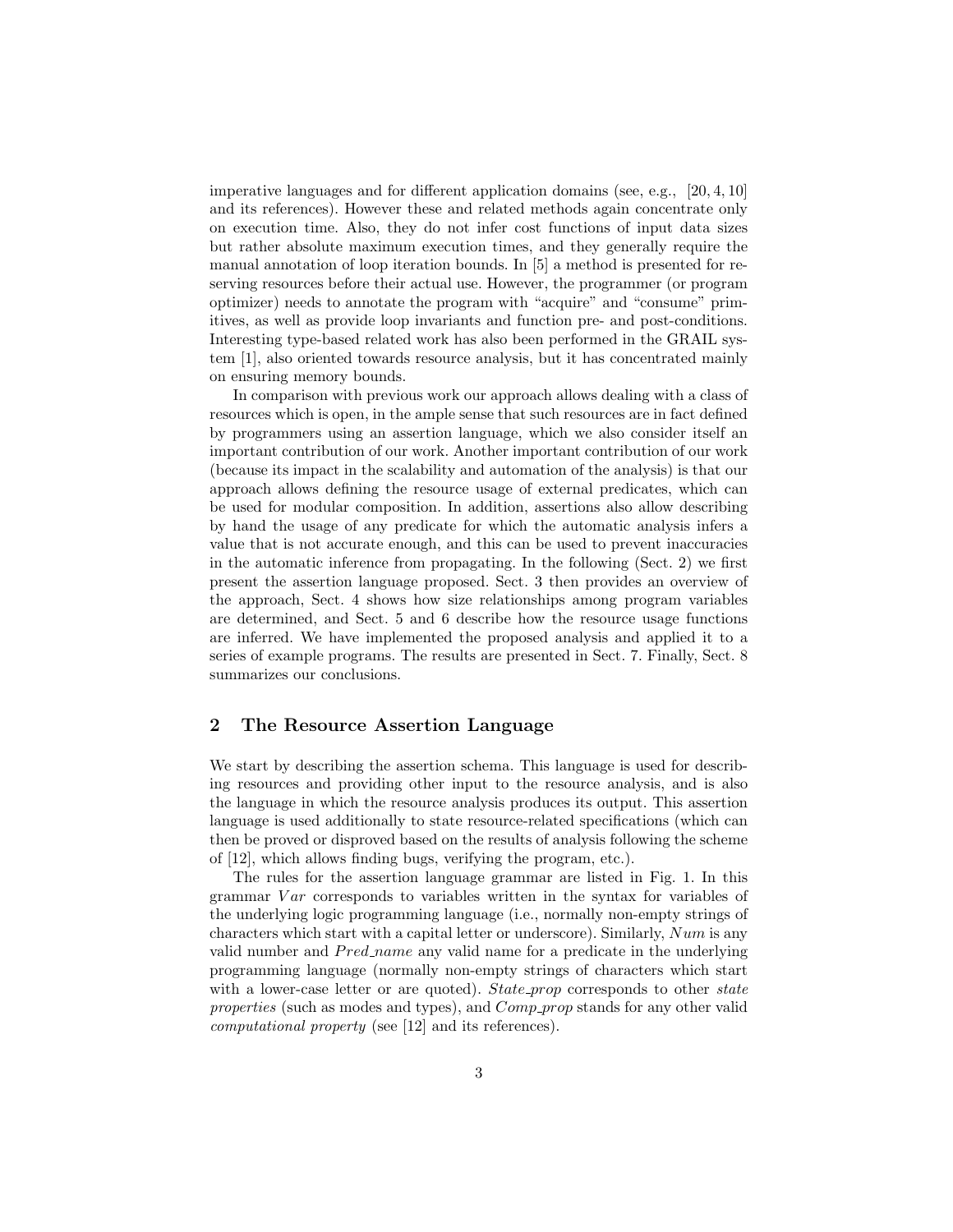imperative languages and for different application domains (see, e.g., [20, 4, 10] and its references). However these and related methods again concentrate only on execution time. Also, they do not infer cost functions of input data sizes but rather absolute maximum execution times, and they generally require the manual annotation of loop iteration bounds. In [5] a method is presented for reserving resources before their actual use. However, the programmer (or program optimizer) needs to annotate the program with "acquire" and "consume" primitives, as well as provide loop invariants and function pre- and post-conditions. Interesting type-based related work has also been performed in the GRAIL system [1], also oriented towards resource analysis, but it has concentrated mainly on ensuring memory bounds.

In comparison with previous work our approach allows dealing with a class of resources which is open, in the ample sense that such resources are in fact defined by programmers using an assertion language, which we also consider itself an important contribution of our work. Another important contribution of our work (because its impact in the scalability and automation of the analysis) is that our approach allows defining the resource usage of external predicates, which can be used for modular composition. In addition, assertions also allow describing by hand the usage of any predicate for which the automatic analysis infers a value that is not accurate enough, and this can be used to prevent inaccuracies in the automatic inference from propagating. In the following (Sect. 2) we first present the assertion language proposed. Sect. 3 then provides an overview of the approach, Sect. 4 shows how size relationships among program variables are determined, and Sect. 5 and 6 describe how the resource usage functions are inferred. We have implemented the proposed analysis and applied it to a series of example programs. The results are presented in Sect. 7. Finally, Sect. 8 summarizes our conclusions.

## 2 The Resource Assertion Language

We start by describing the assertion schema. This language is used for describing resources and providing other input to the resource analysis, and is also the language in which the resource analysis produces its output. This assertion language is used additionally to state resource-related specifications (which can then be proved or disproved based on the results of analysis following the scheme of [12], which allows finding bugs, verifying the program, etc.).

The rules for the assertion language grammar are listed in Fig. 1. In this grammar $Var$ corresponds to variables written in the syntax for variables of the underlying logic programming language (i.e., normally non-empty strings of characters which start with a capital letter or underscore). Similarly, $Num$ is any valid number and $Pred\_name$ any valid name for a predicate in the underlying programming language (normally non-empty strings of characters which start with a lower-case letter or are quoted). $State\_prop$ corresponds to other *state properties* (such as modes and types), and $Comp\_prop$ stands for any other valid *computational property* (see [12] and its references).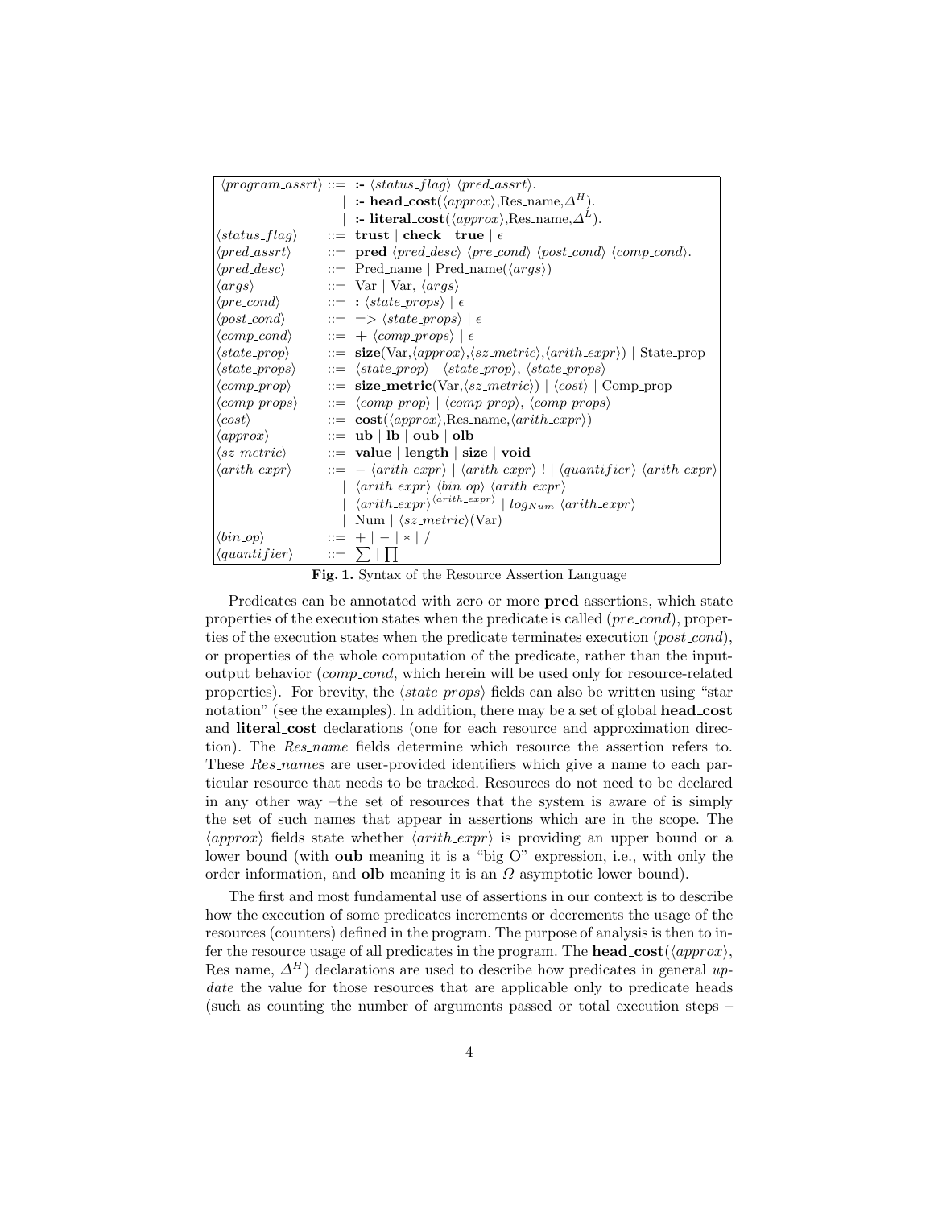```
⟨program_assrt⟩ ::= :- ⟨status_flag⟩ ⟨pred_assrt⟩.
                  | :- head_cost(⟨approx⟩,Res_name,Δ^H).
                  | :- literal_cost(⟨approx⟩,Res_name,Δ^L).
⟨status_flag⟩   ::= trust | check | true | ε
⟨pred_assrt⟩    ::= pred ⟨pred_desc⟩ ⟨pre_cond⟩ ⟨post_cond⟩ ⟨comp_cond⟩.
⟨pred_desc⟩     ::= Pred_name | Pred_name(⟨args⟩)
⟨args⟩          ::= Var | Var, ⟨args⟩
⟨pre_cond⟩      ::= : ⟨state_props⟩ | ε
⟨post_cond⟩     ::= => ⟨state_props⟩ | ε
⟨comp_cond⟩     ::= + ⟨comp_props⟩ | ε
⟨state_prop⟩    ::= size(Var,⟨approx⟩,⟨sz_metric⟩,⟨arith_expr⟩) | State_prop
⟨state_props⟩   ::= ⟨state_prop⟩ | ⟨state_prop⟩, ⟨state_props⟩
⟨comp_prop⟩     ::= size_metric(Var,⟨sz_metric⟩) | ⟨cost⟩ | Comp_prop
⟨comp_props⟩    ::= ⟨comp_prop⟩ | ⟨comp_prop⟩, ⟨comp_props⟩
⟨cost⟩          ::= cost(⟨approx⟩,Res_name,⟨arith_expr⟩)
⟨approx⟩        ::= ub | lb | oub | olb
⟨sz_metric⟩     ::= value | length | size | void
⟨arith_expr⟩    ::= − ⟨arith_expr⟩ | ⟨arith_expr⟩ ! | ⟨quantifier⟩ ⟨arith_expr⟩
                  | ⟨arith_expr⟩ ⟨bin_op⟩ ⟨arith_expr⟩
                  | ⟨arith_expr⟩^⟨arith_expr⟩ | log_Num ⟨arith_expr⟩
                  | Num | ⟨sz_metric⟩(Var)
⟨bin_op⟩        ::= + | − | * | /
⟨quantifier⟩    ::= ∑ | ∏
```

**Fig. 1.** Syntax of the Resource Assertion Language

Predicates can be annotated with zero or more **pred** assertions, which state properties of the execution states when the predicate is called (*pre_cond*), properties of the execution states when the predicate terminates execution (*post_cond*), or properties of the whole computation of the predicate, rather than the input-output behavior (*comp_cond*, which herein will be used only for resource-related properties). For brevity, the ⟨*state_props*⟩ fields can also be written using "star notation" (see the examples). In addition, there may be a set of global **head_cost** and **literal_cost** declarations (one for each resource and approximation direction). The *Res_name* fields determine which resource the assertion refers to. These *Res_names* are user-provided identifiers which give a name to each particular resource that needs to be tracked. Resources do not need to be declared in any other way –the set of resources that the system is aware of is simply the set of such names that appear in assertions which are in the scope. The ⟨*approx*⟩ fields state whether ⟨*arith_expr*⟩ is providing an upper bound or a lower bound (with **oub** meaning it is a "big O" expression, i.e., with only the order information, and **olb** meaning it is an $\Omega$ asymptotic lower bound).

The first and most fundamental use of assertions in our context is to describe how the execution of some predicates increments or decrements the usage of the resources (counters) defined in the program. The purpose of analysis is then to infer the resource usage of all predicates in the program. The **head_cost**(⟨*approx*⟩, Res_name, $\Delta^H$) declarations are used to describe how predicates in general *update* the value for those resources that are applicable only to predicate heads (such as counting the number of arguments passed or total execution steps –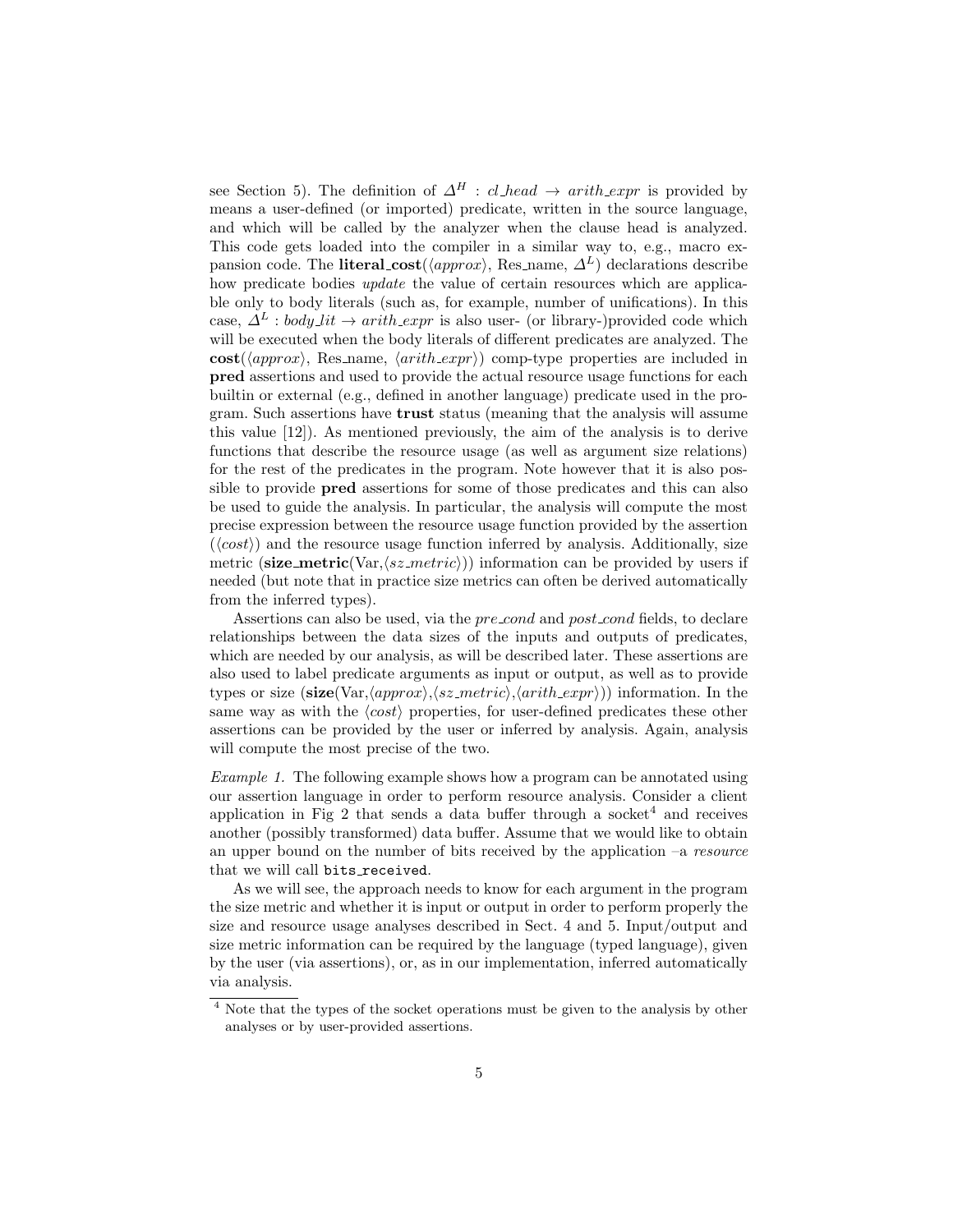see Section 5). The definition of $\Delta^H : cl\_head \rightarrow arith\_expr$ is provided by means a user-defined (or imported) predicate, written in the source language, and which will be called by the analyzer when the clause head is analyzed. This code gets loaded into the compiler in a similar way to, e.g., macro expansion code. The **literal_cost**($\langle approx \rangle$, Res_name, $\Delta^L$) declarations describe how predicate bodies *update* the value of certain resources which are applicable only to body literals (such as, for example, number of unifications). In this case, $\Delta^L : body\_lit \rightarrow arith\_expr$ is also user- (or library-)provided code which will be executed when the body literals of different predicates are analyzed. The **cost**($\langle approx \rangle$, Res_name, $\langle arith\_expr \rangle$) comp-type properties are included in **pred** assertions and used to provide the actual resource usage functions for each builtin or external (e.g., defined in another language) predicate used in the program. Such assertions have **trust** status (meaning that the analysis will assume this value [12]). As mentioned previously, the aim of the analysis is to derive functions that describe the resource usage (as well as argument size relations) for the rest of the predicates in the program. Note however that it is also possible to provide **pred** assertions for some of those predicates and this can also be used to guide the analysis. In particular, the analysis will compute the most precise expression between the resource usage function provided by the assertion ($\langle cost \rangle$) and the resource usage function inferred by analysis. Additionally, size metric (**size_metric**(Var,$\langle sz\_metric \rangle$)) information can be provided by users if needed (but note that in practice size metrics can often be derived automatically from the inferred types).

Assertions can also be used, via the *pre_cond* and *post_cond* fields, to declare relationships between the data sizes of the inputs and outputs of predicates, which are needed by our analysis, as will be described later. These assertions are also used to label predicate arguments as input or output, as well as to provide types or size (**size**(Var,$\langle approx \rangle$,$\langle sz\_metric \rangle$,$\langle arith\_expr \rangle$)) information. In the same way as with the $\langle cost \rangle$ properties, for user-defined predicates these other assertions can be provided by the user or inferred by analysis. Again, analysis will compute the most precise of the two.

*Example 1.* The following example shows how a program can be annotated using our assertion language in order to perform resource analysis. Consider a client application in Fig 2 that sends a data buffer through a socket[4] and receives another (possibly transformed) data buffer. Assume that we would like to obtain an upper bound on the number of bits received by the application –a *resource* that we will call `bits_received`.

As we will see, the approach needs to know for each argument in the program the size metric and whether it is input or output in order to perform properly the size and resource usage analyses described in Sect. 4 and 5. Input/output and size metric information can be required by the language (typed language), given by the user (via assertions), or, as in our implementation, inferred automatically via analysis.

---

[4] Note that the types of the socket operations must be given to the analysis by other analyses or by user-provided assertions.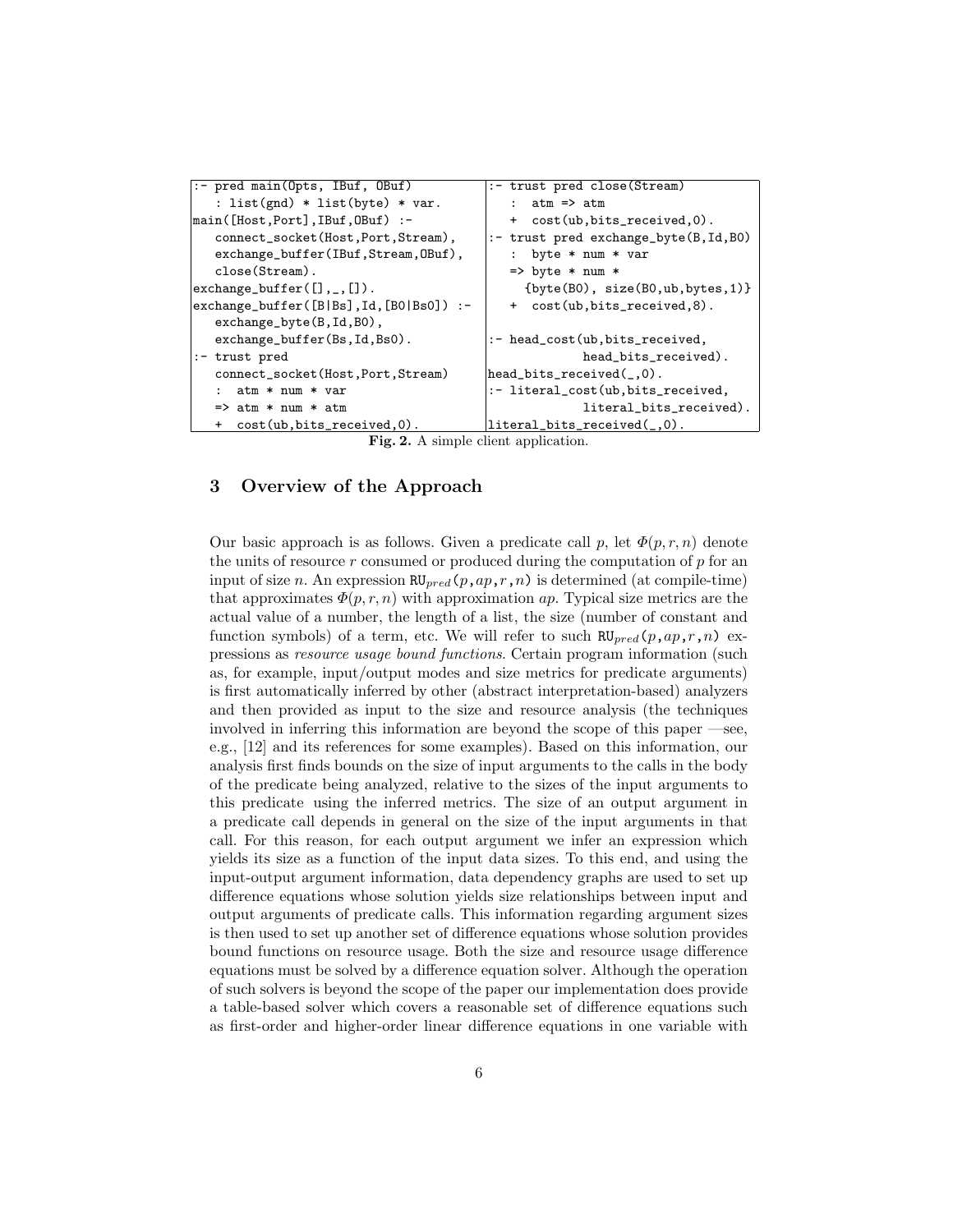```
:- pred main(Opts, IBuf, OBuf)
   : list(gnd) * list(byte) * var.
main([Host,Port],IBuf,OBuf) :-
   connect_socket(Host,Port,Stream),
   exchange_buffer(IBuf,Stream,OBuf),
   close(Stream).
exchange_buffer([],_,[]).
exchange_buffer([B|Bs],Id,[B0|Bs0]) :-
   exchange_byte(B,Id,B0),
   exchange_buffer(Bs,Id,Bs0).
:- trust pred
   connect_socket(Host,Port,Stream)
   :  atm * num * var
   => atm * num * atm
   +  cost(ub,bits_received,0).
```

```
:- trust pred close(Stream)
   :  atm => atm
   +  cost(ub,bits_received,0).
:- trust pred exchange_byte(B,Id,B0)
   :  byte * num * var
   => byte * num *
      {byte(B0), size(B0,ub,bytes,1)}
   +  cost(ub,bits_received,8).

:- head_cost(ub,bits_received,
             head_bits_received).
head_bits_received(_,0).
:- literal_cost(ub,bits_received,
             literal_bits_received).
literal_bits_received(_,0).
```

**Fig. 2.** A simple client application.

## 3 Overview of the Approach

Our basic approach is as follows. Given a predicate call $p$, let $\Phi(p, r, n)$ denote the units of resource $r$ consumed or produced during the computation of $p$ for an input of size $n$. An expression $\mathtt{RU}_{pred}(p, ap, r, n)$ is determined (at compile-time) that approximates $\Phi(p, r, n)$ with approximation $ap$. Typical size metrics are the actual value of a number, the length of a list, the size (number of constant and function symbols) of a term, etc. We will refer to such $\mathtt{RU}_{pred}(p, ap, r, n)$ expressions as *resource usage bound functions*. Certain program information (such as, for example, input/output modes and size metrics for predicate arguments) is first automatically inferred by other (abstract interpretation-based) analyzers and then provided as input to the size and resource analysis (the techniques involved in inferring this information are beyond the scope of this paper —see, e.g., [12] and its references for some examples). Based on this information, our analysis first finds bounds on the size of input arguments to the calls in the body of the predicate being analyzed, relative to the sizes of the input arguments to this predicate using the inferred metrics. The size of an output argument in a predicate call depends in general on the size of the input arguments in that call. For this reason, for each output argument we infer an expression which yields its size as a function of the input data sizes. To this end, and using the input-output argument information, data dependency graphs are used to set up difference equations whose solution yields size relationships between input and output arguments of predicate calls. This information regarding argument sizes is then used to set up another set of difference equations whose solution provides bound functions on resource usage. Both the size and resource usage difference equations must be solved by a difference equation solver. Although the operation of such solvers is beyond the scope of the paper our implementation does provide a table-based solver which covers a reasonable set of difference equations such as first-order and higher-order linear difference equations in one variable with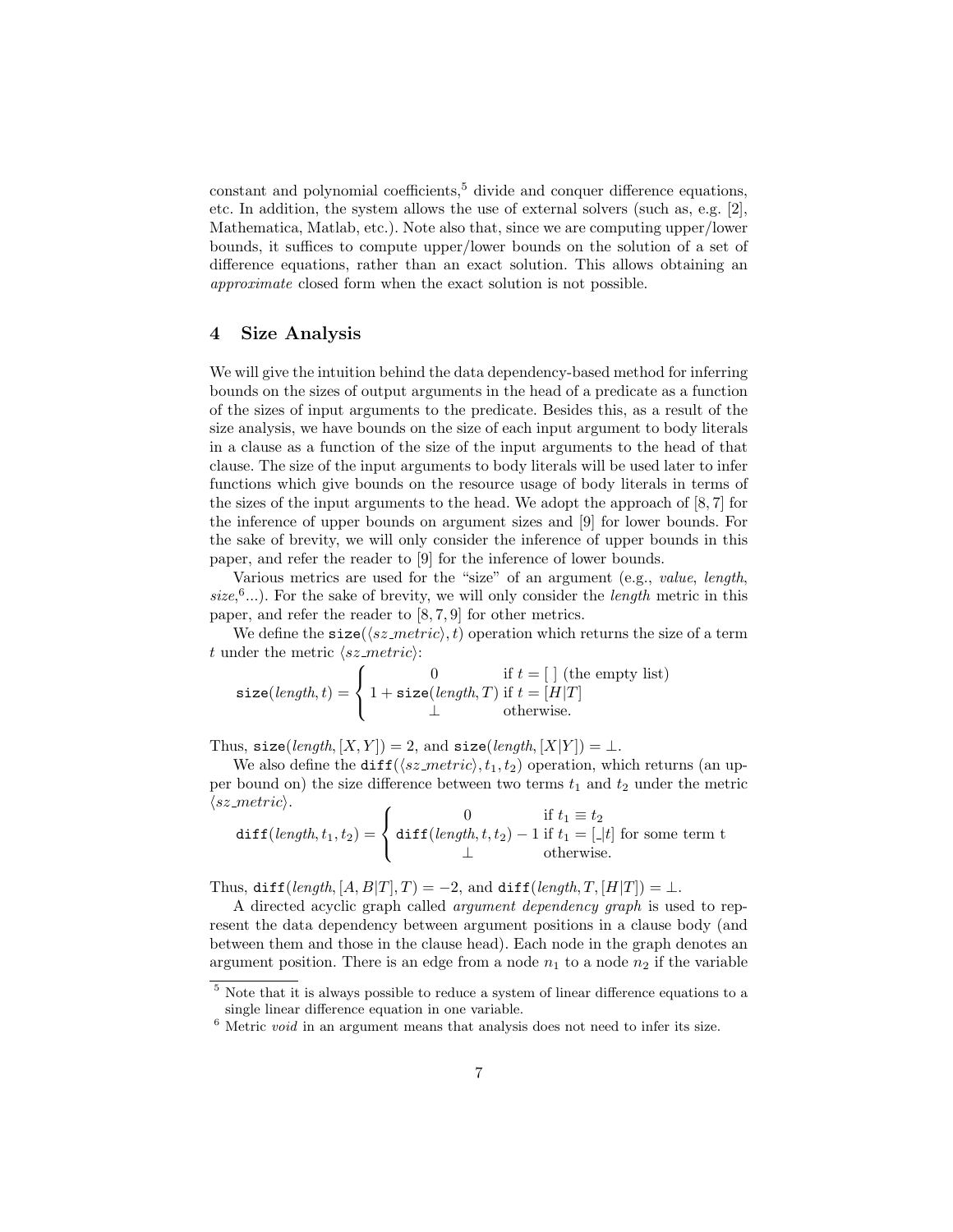constant and polynomial coefficients,[5] divide and conquer difference equations, etc. In addition, the system allows the use of external solvers (such as, e.g. [2], Mathematica, Matlab, etc.). Note also that, since we are computing upper/lower bounds, it suffices to compute upper/lower bounds on the solution of a set of difference equations, rather than an exact solution. This allows obtaining an *approximate* closed form when the exact solution is not possible.

## 4 Size Analysis

We will give the intuition behind the data dependency-based method for inferring bounds on the sizes of output arguments in the head of a predicate as a function of the sizes of input arguments to the predicate. Besides this, as a result of the size analysis, we have bounds on the size of each input argument to body literals in a clause as a function of the size of the input arguments to the head of that clause. The size of the input arguments to body literals will be used later to infer functions which give bounds on the resource usage of body literals in terms of the sizes of the input arguments to the head. We adopt the approach of [8, 7] for the inference of upper bounds on argument sizes and [9] for lower bounds. For the sake of brevity, we will only consider the inference of upper bounds in this paper, and refer the reader to [9] for the inference of lower bounds.

Various metrics are used for the "size" of an argument (e.g., *value*, *length*, *size*,[6]...). For the sake of brevity, we will only consider the *length* metric in this paper, and refer the reader to [8, 7, 9] for other metrics.

We define the $\mathtt{size}(\langle sz\_metric \rangle, t)$ operation which returns the size of a term $t$ under the metric $\langle sz\_metric \rangle$:

$$\mathtt{size}(\mathit{length}, t) = \begin{cases} 0 & \text{if } t = [\ ] \text{ (the empty list)} \\ 1 + \mathtt{size}(\mathit{length}, T) & \text{if } t = [H|T] \\ \bot & \text{otherwise.} \end{cases}$$

Thus, $\mathtt{size}(\mathit{length}, [X, Y]) = 2$, and $\mathtt{size}(\mathit{length}, [X|Y]) = \bot$.

We also define the $\mathtt{diff}(\langle sz\_metric \rangle, t_1, t_2)$ operation, which returns (an upper bound on) the size difference between two terms $t_1$ and $t_2$ under the metric $\langle sz\_metric \rangle$.

$$\mathtt{diff}(\mathit{length}, t_1, t_2) = \begin{cases} 0 & \text{if } t_1 \equiv t_2 \\ \mathtt{diff}(\mathit{length}, t, t_2) - 1 & \text{if } t_1 = [\_|t] \text{ for some term t} \\ \bot & \text{otherwise.} \end{cases}$$

Thus, $\mathtt{diff}(\mathit{length}, [A, B|T], T) = -2$, and $\mathtt{diff}(\mathit{length}, T, [H|T]) = \bot$.

A directed acyclic graph called *argument dependency graph* is used to represent the data dependency between argument positions in a clause body (and between them and those in the clause head). Each node in the graph denotes an argument position. There is an edge from a node $n_1$ to a node $n_2$ if the variable

[5] Note that it is always possible to reduce a system of linear difference equations to a single linear difference equation in one variable.

[6] Metric *void* in an argument means that analysis does not need to infer its size.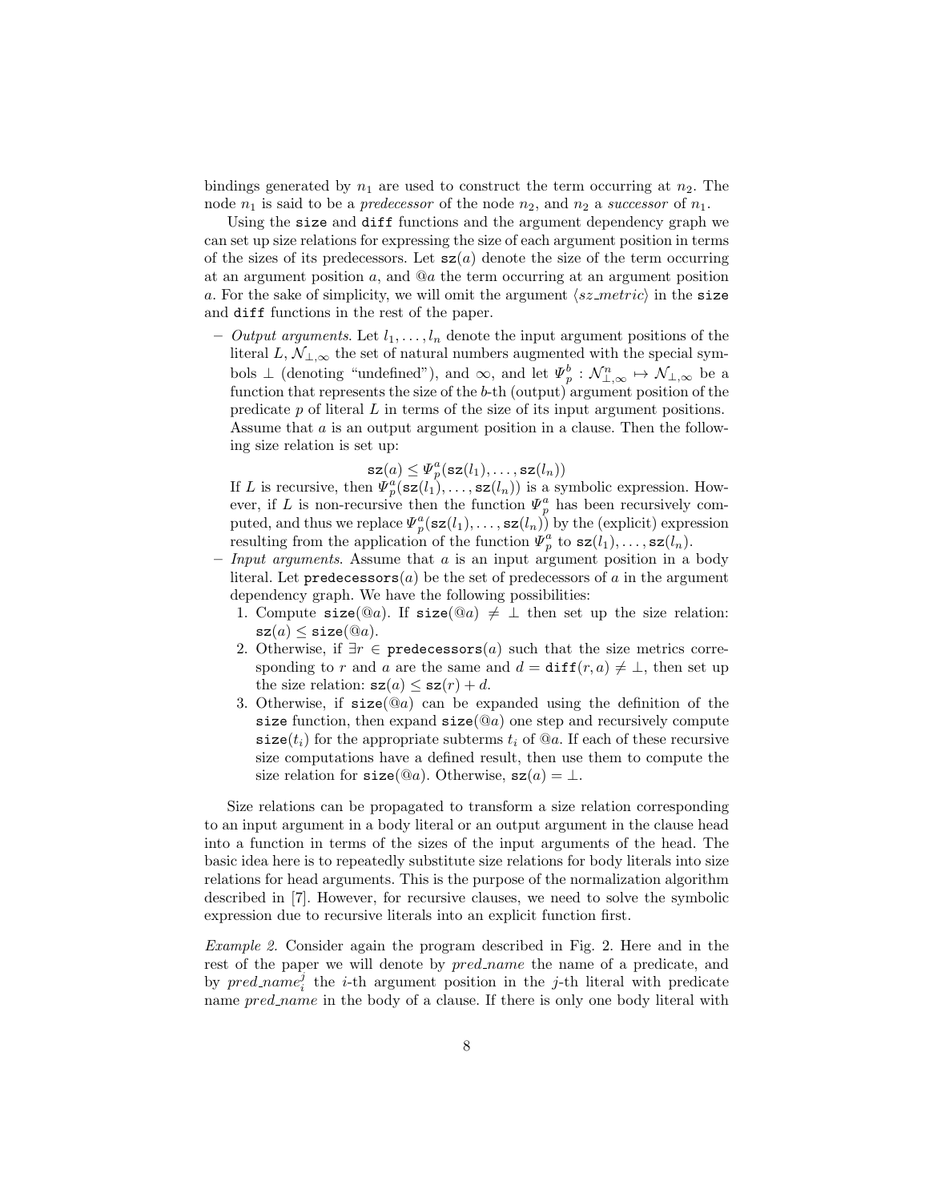bindings generated by $n_1$ are used to construct the term occurring at $n_2$. The node $n_1$ is said to be a *predecessor* of the node $n_2$, and $n_2$ a *successor* of $n_1$.

Using the `size` and `diff` functions and the argument dependency graph we can set up size relations for expressing the size of each argument position in terms of the sizes of its predecessors. Let $\mathtt{sz}(a)$ denote the size of the term occurring at an argument position $a$, and $@a$ the term occurring at an argument position $a$. For the sake of simplicity, we will omit the argument $\langle sz\_metric \rangle$ in the `size` and `diff` functions in the rest of the paper.

- *Output arguments.* Let $l_1, \ldots, l_n$ denote the input argument positions of the literal $L$, $\mathcal{N}_{\perp,\infty}$ the set of natural numbers augmented with the special symbols $\perp$ (denoting "undefined"), and $\infty$, and let $\Psi_p^b : \mathcal{N}_{\perp,\infty}^n \mapsto \mathcal{N}_{\perp,\infty}$ be a function that represents the size of the $b$-th (output) argument position of the predicate $p$ of literal $L$ in terms of the size of its input argument positions. Assume that $a$ is an output argument position in a clause. Then the following size relation is set up:
$$\mathtt{sz}(a) \leq \Psi_p^a(\mathtt{sz}(l_1), \ldots, \mathtt{sz}(l_n))$$
If $L$ is recursive, then $\Psi_p^a(\mathtt{sz}(l_1), \ldots, \mathtt{sz}(l_n))$ is a symbolic expression. However, if $L$ is non-recursive then the function $\Psi_p^a$ has been recursively computed, and thus we replace $\Psi_p^a(\mathtt{sz}(l_1), \ldots, \mathtt{sz}(l_n))$ by the (explicit) expression resulting from the application of the function $\Psi_p^a$ to $\mathtt{sz}(l_1), \ldots, \mathtt{sz}(l_n)$.
- *Input arguments.* Assume that $a$ is an input argument position in a body literal. Let $\mathtt{predecessors}(a)$ be the set of predecessors of $a$ in the argument dependency graph. We have the following possibilities:
  1. Compute $\mathtt{size}(@a)$. If $\mathtt{size}(@a) \neq \perp$ then set up the size relation: $\mathtt{sz}(a) \leq \mathtt{size}(@a)$.
  2. Otherwise, if $\exists r \in \mathtt{predecessors}(a)$ such that the size metrics corresponding to $r$ and $a$ are the same and $d = \mathtt{diff}(r, a) \neq \perp$, then set up the size relation: $\mathtt{sz}(a) \leq \mathtt{sz}(r) + d$.
  3. Otherwise, if $\mathtt{size}(@a)$ can be expanded using the definition of the `size` function, then expand $\mathtt{size}(@a)$ one step and recursively compute $\mathtt{size}(t_i)$ for the appropriate subterms $t_i$ of $@a$. If each of these recursive size computations have a defined result, then use them to compute the size relation for $\mathtt{size}(@a)$. Otherwise, $\mathtt{sz}(a) = \perp$.

Size relations can be propagated to transform a size relation corresponding to an input argument in a body literal or an output argument in the clause head into a function in terms of the sizes of the input arguments of the head. The basic idea here is to repeatedly substitute size relations for body literals into size relations for head arguments. This is the purpose of the normalization algorithm described in [7]. However, for recursive clauses, we need to solve the symbolic expression due to recursive literals into an explicit function first.

*Example 2.* Consider again the program described in Fig. 2. Here and in the rest of the paper we will denote by *pred_name* the name of a predicate, and by $pred\_name_i^j$ the $i$-th argument position in the $j$-th literal with predicate name *pred_name* in the body of a clause. If there is only one body literal with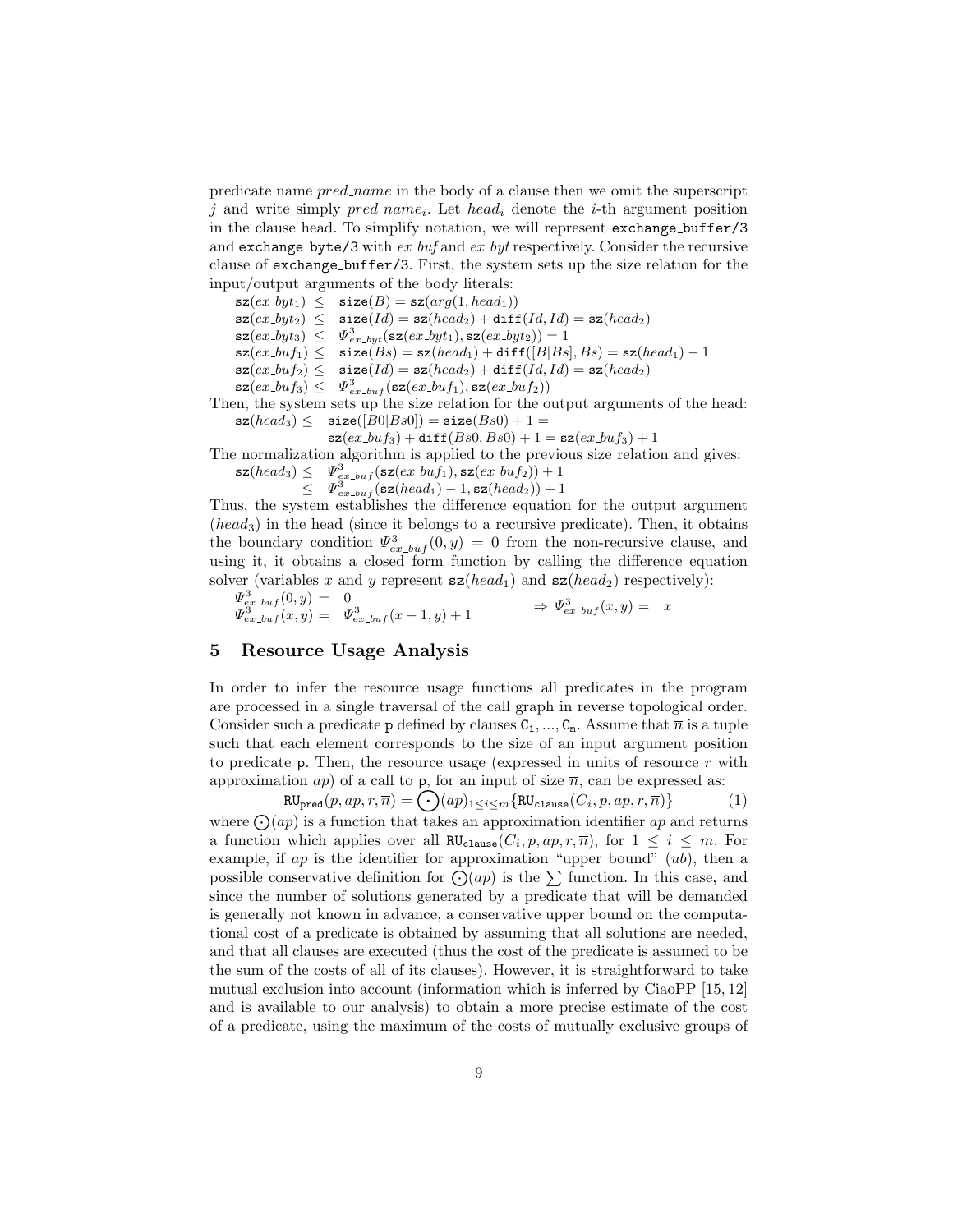predicate name *pred_name* in the body of a clause then we omit the superscript $j$ and write simply $pred\_name_i$. Let $head_i$ denote the $i$-th argument position in the clause head. To simplify notation, we will represent `exchange_buffer/3` and `exchange_byte/3` with *ex_buf* and *ex_byt* respectively. Consider the recursive clause of `exchange_buffer/3`. First, the system sets up the size relation for the input/output arguments of the body literals:

$$
\begin{array}{ll}
\mathtt{sz}(ex\_byt_1) \leq & \mathtt{size}(B) = \mathtt{sz}(arg(1, head_1)) \\
\mathtt{sz}(ex\_byt_2) \leq & \mathtt{size}(Id) = \mathtt{sz}(head_2) + \mathtt{diff}(Id, Id) = \mathtt{sz}(head_2) \\
\mathtt{sz}(ex\_byt_3) \leq & \Psi^3_{ex\_byt}(\mathtt{sz}(ex\_byt_1), \mathtt{sz}(ex\_byt_2)) = 1 \\
\mathtt{sz}(ex\_buf_1) \leq & \mathtt{size}(Bs) = \mathtt{sz}(head_1) + \mathtt{diff}([B|Bs], Bs) = \mathtt{sz}(head_1) - 1 \\
\mathtt{sz}(ex\_buf_2) \leq & \mathtt{size}(Id) = \mathtt{sz}(head_2) + \mathtt{diff}(Id, Id) = \mathtt{sz}(head_2) \\
\mathtt{sz}(ex\_buf_3) \leq & \Psi^3_{ex\_buf}(\mathtt{sz}(ex\_buf_1), \mathtt{sz}(ex\_buf_2))
\end{array}
$$

Then, the system sets up the size relation for the output arguments of the head:

$$
\begin{array}{ll}
\mathtt{sz}(head_3) \leq & \mathtt{size}([B0|Bs0]) = \mathtt{size}(Bs0) + 1 = \\
& \mathtt{sz}(ex\_buf_3) + \mathtt{diff}(Bs0, Bs0) + 1 = \mathtt{sz}(ex\_buf_3) + 1
\end{array}
$$

The normalization algorithm is applied to the previous size relation and gives:

$$
\begin{array}{ll}
\mathtt{sz}(head_3) \leq & \Psi^3_{ex\_buf}(\mathtt{sz}(ex\_buf_1), \mathtt{sz}(ex\_buf_2)) + 1 \\
\leq & \Psi^3_{ex\_buf}(\mathtt{sz}(head_1) - 1, \mathtt{sz}(head_2)) + 1
\end{array}
$$

Thus, the system establishes the difference equation for the output argument ($head_3$) in the head (since it belongs to a recursive predicate). Then, it obtains the boundary condition $\Psi^3_{ex\_buf}(0, y) = 0$ from the non-recursive clause, and using it, it obtains a closed form function by calling the difference equation solver (variables $x$ and $y$ represent $\mathtt{sz}(head_1)$ and $\mathtt{sz}(head_2)$ respectively):

$$
\begin{array}{ll}
\Psi^3_{ex\_buf}(0, y) = & 0 \\
\Psi^3_{ex\_buf}(x, y) = & \Psi^3_{ex\_buf}(x-1, y) + 1
\end{array}
\quad \Rightarrow \Psi^3_{ex\_buf}(x, y) = \quad x
$$

## 5 Resource Usage Analysis

In order to infer the resource usage functions all predicates in the program are processed in a single traversal of the call graph in reverse topological order. Consider such a predicate `p` defined by clauses $\mathtt{C_1}, ..., \mathtt{C_m}$. Assume that $\overline{n}$ is a tuple such that each element corresponds to the size of an input argument position to predicate `p`. Then, the resource usage (expressed in units of resource $r$ with approximation $ap$) of a call to `p`, for an input of size $\overline{n}$, can be expressed as:

$$
\mathtt{RU_{pred}}(p, ap, r, \overline{n}) = \bigodot(ap)_{1 \leq i \leq m}\{\mathtt{RU_{clause}}(C_i, p, ap, r, \overline{n})\} \qquad (1)
$$

where $\bigodot(ap)$ is a function that takes an approximation identifier $ap$ and returns a function which applies over all $\mathtt{RU_{clause}}(C_i, p, ap, r, \overline{n})$, for $1 \leq i \leq m$. For example, if $ap$ is the identifier for approximation "upper bound" ($ub$), then a possible conservative definition for $\bigodot(ap)$ is the $\sum$ function. In this case, and since the number of solutions generated by a predicate that will be demanded is generally not known in advance, a conservative upper bound on the computational cost of a predicate is obtained by assuming that all solutions are needed, and that all clauses are executed (thus the cost of the predicate is assumed to be the sum of the costs of all of its clauses). However, it is straightforward to take mutual exclusion into account (information which is inferred by CiaoPP [15, 12] and is available to our analysis) to obtain a more precise estimate of the cost of a predicate, using the maximum of the costs of mutually exclusive groups of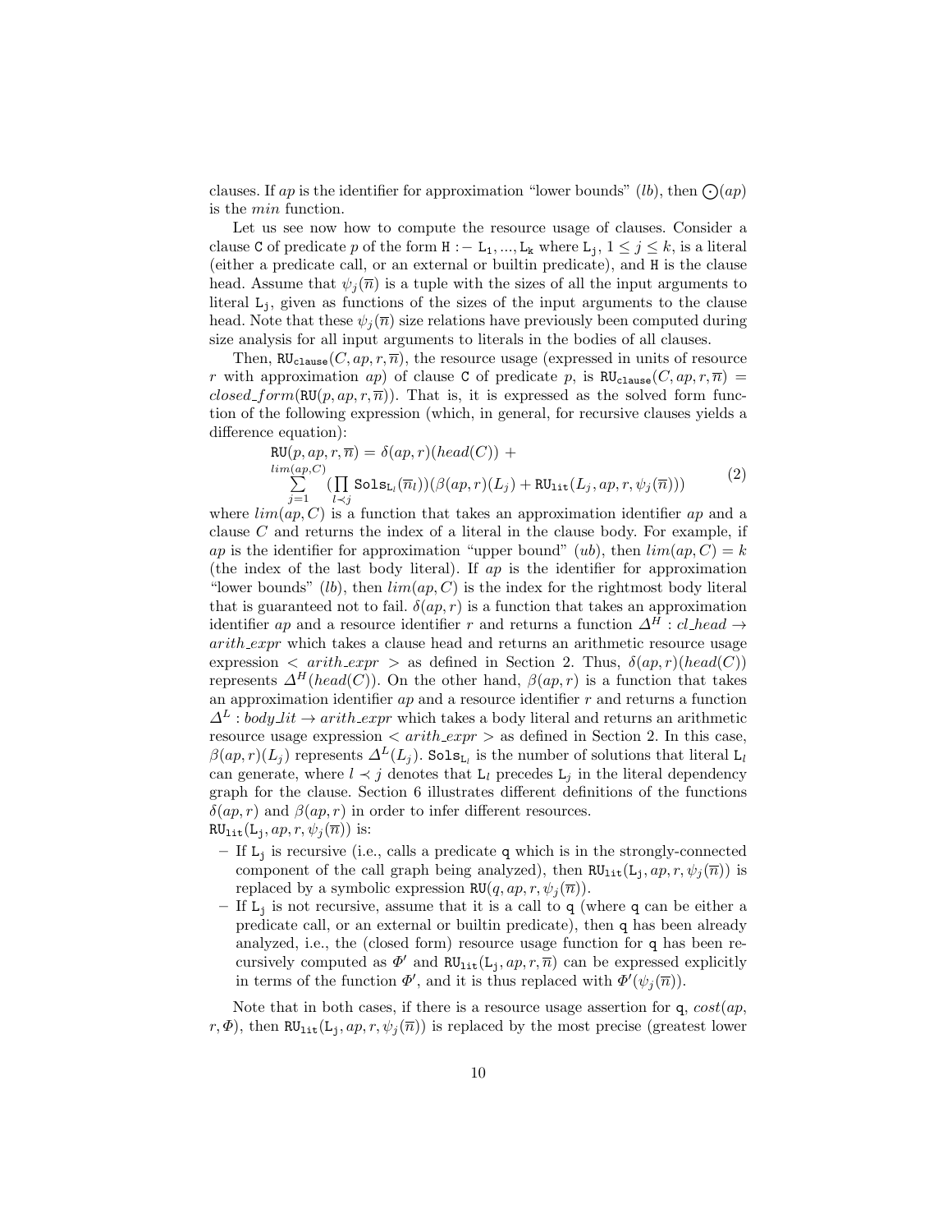clauses. If $ap$ is the identifier for approximation "lower bounds" ($lb$), then $\bigodot(ap)$ is the *min* function.

Let us see now how to compute the resource usage of clauses. Consider a clause C of predicate $p$ of the form $\mathtt{H} :- \mathtt{L_1}, ..., \mathtt{L_k}$ where $\mathtt{L_j}$, $1 \leq j \leq k$, is a literal (either a predicate call, or an external or builtin predicate), and H is the clause head. Assume that $\psi_j(\overline{n})$ is a tuple with the sizes of all the input arguments to literal $\mathtt{L_j}$, given as functions of the sizes of the input arguments to the clause head. Note that these $\psi_j(\overline{n})$ size relations have previously been computed during size analysis for all input arguments to literals in the bodies of all clauses.

Then, $\mathtt{RU_{clause}}(C, ap, r, \overline{n})$, the resource usage (expressed in units of resource $r$ with approximation $ap$) of clause C of predicate $p$, is $\mathtt{RU_{clause}}(C, ap, r, \overline{n}) = closed\_form(\mathtt{RU}(p, ap, r, \overline{n}))$. That is, it is expressed as the solved form function of the following expression (which, in general, for recursive clauses yields a difference equation):

$$\mathtt{RU}(p, ap, r, \overline{n}) = \delta(ap, r)(head(C)) + \sum_{j=1}^{lim(ap,C)} \Big(\prod_{l \prec j} \mathtt{Sols_{L_l}}(\overline{n}_l)\Big)\big(\beta(ap, r)(L_j) + \mathtt{RU_{lit}}(L_j, ap, r, \psi_j(\overline{n}))\big) \tag{2}$$

where $lim(ap, C)$ is a function that takes an approximation identifier $ap$ and a clause $C$ and returns the index of a literal in the clause body. For example, if $ap$ is the identifier for approximation "upper bound" ($ub$), then $lim(ap, C) = k$ (the index of the last body literal). If $ap$ is the identifier for approximation "lower bounds" ($lb$), then $lim(ap, C)$ is the index for the rightmost body literal that is guaranteed not to fail. $\delta(ap, r)$ is a function that takes an approximation identifier $ap$ and a resource identifier $r$ and returns a function $\Delta^H : cl\_head \rightarrow arith\_expr$ which takes a clause head and returns an arithmetic resource usage expression $< arith\_expr >$ as defined in Section 2. Thus, $\delta(ap, r)(head(C))$ represents $\Delta^H(head(C))$. On the other hand, $\beta(ap, r)$ is a function that takes an approximation identifier $ap$ and a resource identifier $r$ and returns a function $\Delta^L : body\_lit \rightarrow arith\_expr$ which takes a body literal and returns an arithmetic resource usage expression $< arith\_expr >$ as defined in Section 2. In this case, $\beta(ap, r)(L_j)$ represents $\Delta^L(L_j)$. $\mathtt{Sols_{L_l}}$ is the number of solutions that literal $\mathtt{L}_l$ can generate, where $l \prec j$ denotes that $\mathtt{L}_l$ precedes $\mathtt{L}_j$ in the literal dependency graph for the clause. Section 6 illustrates different definitions of the functions $\delta(ap, r)$ and $\beta(ap, r)$ in order to infer different resources.

$\mathtt{RU_{lit}}(\mathtt{L_j}, ap, r, \psi_j(\overline{n}))$ is:

- If $\mathtt{L_j}$ is recursive (i.e., calls a predicate q which is in the strongly-connected component of the call graph being analyzed), then $\mathtt{RU_{lit}}(\mathtt{L_j}, ap, r, \psi_j(\overline{n}))$ is replaced by a symbolic expression $\mathtt{RU}(q, ap, r, \psi_j(\overline{n}))$.
- If $\mathtt{L_j}$ is not recursive, assume that it is a call to q (where q can be either a predicate call, or an external or builtin predicate), then q has been already analyzed, i.e., the (closed form) resource usage function for q has been recursively computed as $\Phi'$ and $\mathtt{RU_{lit}}(\mathtt{L_j}, ap, r, \overline{n})$ can be expressed explicitly in terms of the function $\Phi'$, and it is thus replaced with $\Phi'(\psi_j(\overline{n}))$.

Note that in both cases, if there is a resource usage assertion for q, $cost(ap, r, \Phi)$, then $\mathtt{RU_{lit}}(\mathtt{L_j}, ap, r, \psi_j(\overline{n}))$ is replaced by the most precise (greatest lower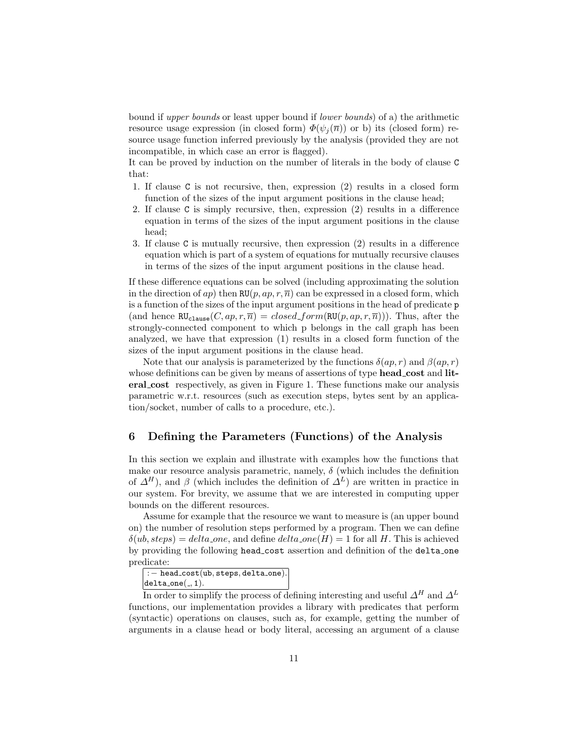bound if *upper bounds* or least upper bound if *lower bounds*) of a) the arithmetic resource usage expression (in closed form) $\Phi(\psi_j(\overline{n}))$ or b) its (closed form) resource usage function inferred previously by the analysis (provided they are not incompatible, in which case an error is flagged).

It can be proved by induction on the number of literals in the body of clause `C` that:

1. If clause `C` is not recursive, then, expression (2) results in a closed form function of the sizes of the input argument positions in the clause head;
2. If clause `C` is simply recursive, then, expression (2) results in a difference equation in terms of the sizes of the input argument positions in the clause head;
3. If clause `C` is mutually recursive, then expression (2) results in a difference equation which is part of a system of equations for mutually recursive clauses in terms of the sizes of the input argument positions in the clause head.

If these difference equations can be solved (including approximating the solution in the direction of $ap$) then $\mathtt{RU}(p, ap, r, \overline{n})$ can be expressed in a closed form, which is a function of the sizes of the input argument positions in the head of predicate `p` (and hence $\mathtt{RU}_{\mathtt{clause}}(C, ap, r, \overline{n}) = closed\_form(\mathtt{RU}(p, ap, r, \overline{n}))$). Thus, after the strongly-connected component to which p belongs in the call graph has been analyzed, we have that expression (1) results in a closed form function of the sizes of the input argument positions in the clause head.

Note that our analysis is parameterized by the functions $\delta(ap, r)$ and $\beta(ap, r)$ whose definitions can be given by means of assertions of type **head_cost** and **literal_cost** respectively, as given in Figure 1. These functions make our analysis parametric w.r.t. resources (such as execution steps, bytes sent by an application/socket, number of calls to a procedure, etc.).

## 6 Defining the Parameters (Functions) of the Analysis

In this section we explain and illustrate with examples how the functions that make our resource analysis parametric, namely, $\delta$ (which includes the definition of $\Delta^H$), and $\beta$ (which includes the definition of $\Delta^L$) are written in practice in our system. For brevity, we assume that we are interested in computing upper bounds on the different resources.

Assume for example that the resource we want to measure is (an upper bound on) the number of resolution steps performed by a program. Then we can define $\delta(ub, steps) = delta\_one$, and define $delta\_one(H) = 1$ for all $H$. This is achieved by providing the following `head_cost` assertion and definition of the `delta_one` predicate:

```
:- head_cost(ub, steps, delta_one).
delta_one(_, 1).
```

In order to simplify the process of defining interesting and useful $\Delta^H$ and $\Delta^L$ functions, our implementation provides a library with predicates that perform (syntactic) operations on clauses, such as, for example, getting the number of arguments in a clause head or body literal, accessing an argument of a clause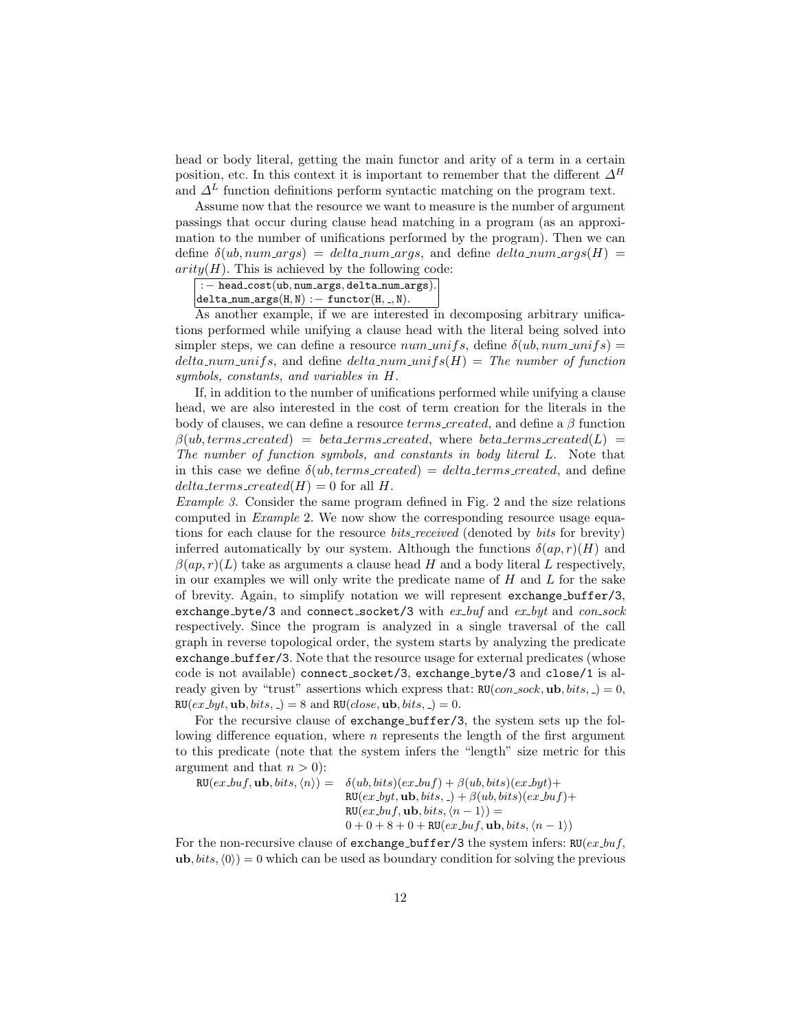head or body literal, getting the main functor and arity of a term in a certain position, etc. In this context it is important to remember that the different $\Delta^H$ and $\Delta^L$ function definitions perform syntactic matching on the program text.

Assume now that the resource we want to measure is the number of argument passings that occur during clause head matching in a program (as an approximation to the number of unifications performed by the program). Then we can define $\delta(ub, num\_args) = delta\_num\_args$, and define $delta\_num\_args(H) = arity(H)$. This is achieved by the following code:

```
:- head_cost(ub, num_args, delta_num_args).
delta_num_args(H, N) :- functor(H, _, N).
```

As another example, if we are interested in decomposing arbitrary unifications performed while unifying a clause head with the literal being solved into simpler steps, we can define a resource $num\_unifs$, define $\delta(ub, num\_unifs) = delta\_num\_unifs$, and define $delta\_num\_unifs(H) =$ *The number of function symbols, constants, and variables in* $H$.

If, in addition to the number of unifications performed while unifying a clause head, we are also interested in the cost of term creation for the literals in the body of clauses, we can define a resource $terms\_created$, and define a $\beta$ function $\beta(ub, terms\_created) = beta\_terms\_created$, where $beta\_terms\_created(L) =$ *The number of function symbols, and constants in body literal* $L$. Note that in this case we define $\delta(ub, terms\_created) = delta\_terms\_created$, and define $delta\_terms\_created(H) = 0$ for all $H$.

*Example 3.* Consider the same program defined in Fig. 2 and the size relations computed in *Example* 2. We now show the corresponding resource usage equations for each clause for the resource *bits_received* (denoted by *bits* for brevity) inferred automatically by our system. Although the functions $\delta(ap, r)(H)$ and $\beta(ap, r)(L)$ take as arguments a clause head $H$ and a body literal $L$ respectively, in our examples we will only write the predicate name of $H$ and $L$ for the sake of brevity. Again, to simplify notation we will represent `exchange_buffer/3`, `exchange_byte/3` and `connect_socket/3` with *ex_buf* and *ex_byt* and *con_sock* respectively. Since the program is analyzed in a single traversal of the call graph in reverse topological order, the system starts by analyzing the predicate `exchange_buffer/3`. Note that the resource usage for external predicates (whose code is not available) `connect_socket/3`, `exchange_byte/3` and `close/1` is already given by "trust" assertions which express that: $\mathtt{RU}(con\_sock, \mathbf{ub}, bits, \_) = 0$, $\mathtt{RU}(ex\_byt, \mathbf{ub}, bits, \_) = 8$ and $\mathtt{RU}(close, \mathbf{ub}, bits, \_) = 0$.

For the recursive clause of `exchange_buffer/3`, the system sets up the following difference equation, where $n$ represents the length of the first argument to this predicate (note that the system infers the "length" size metric for this argument and that $n > 0$):

$$\begin{aligned}
\mathtt{RU}(ex\_buf, \mathbf{ub}, bits, \langle n \rangle) = \;& \delta(ub, bits)(ex\_buf) + \beta(ub, bits)(ex\_byt) + \\
& \mathtt{RU}(ex\_byt, \mathbf{ub}, bits, \_) + \beta(ub, bits)(ex\_buf) + \\
& \mathtt{RU}(ex\_buf, \mathbf{ub}, bits, \langle n-1 \rangle) = \\
& 0 + 0 + 8 + 0 + \mathtt{RU}(ex\_buf, \mathbf{ub}, bits, \langle n-1 \rangle)
\end{aligned}$$

For the non-recursive clause of `exchange_buffer/3` the system infers: $\mathtt{RU}(ex\_buf, \mathbf{ub}, bits, \langle 0 \rangle) = 0$ which can be used as boundary condition for solving the previous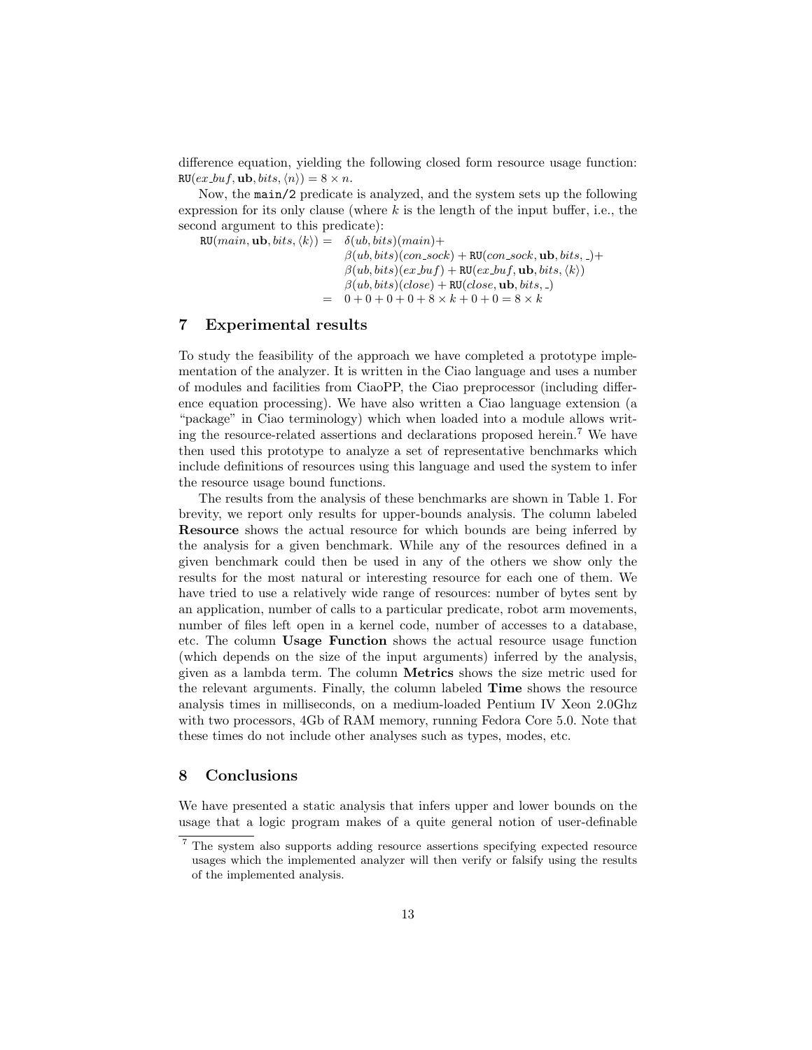difference equation, yielding the following closed form resource usage function: $\texttt{RU}(ex\_buf, \mathbf{ub}, bits, \langle n \rangle) = 8 \times n$.

Now, the `main/2` predicate is analyzed, and the system sets up the following expression for its only clause (where $k$ is the length of the input buffer, i.e., the second argument to this predicate):

$$
\begin{aligned}
\texttt{RU}(main, \mathbf{ub}, bits, \langle k \rangle) = \; & \delta(ub, bits)(main) + \\
& \beta(ub, bits)(con\_sock) + \texttt{RU}(con\_sock, \mathbf{ub}, bits, \_) + \\
& \beta(ub, bits)(ex\_buf) + \texttt{RU}(ex\_buf, \mathbf{ub}, bits, \langle k \rangle) \\
& \beta(ub, bits)(close) + \texttt{RU}(close, \mathbf{ub}, bits, \_) \\
= \; & 0 + 0 + 0 + 0 + 8 \times k + 0 + 0 = 8 \times k
\end{aligned}
$$

## 7 Experimental results

To study the feasibility of the approach we have completed a prototype implementation of the analyzer. It is written in the Ciao language and uses a number of modules and facilities from CiaoPP, the Ciao preprocessor (including difference equation processing). We have also written a Ciao language extension (a "package" in Ciao terminology) which when loaded into a module allows writing the resource-related assertions and declarations proposed herein.[7] We have then used this prototype to analyze a set of representative benchmarks which include definitions of resources using this language and used the system to infer the resource usage bound functions.

The results from the analysis of these benchmarks are shown in Table 1. For brevity, we report only results for upper-bounds analysis. The column labeled **Resource** shows the actual resource for which bounds are being inferred by the analysis for a given benchmark. While any of the resources defined in a given benchmark could then be used in any of the others we show only the results for the most natural or interesting resource for each one of them. We have tried to use a relatively wide range of resources: number of bytes sent by an application, number of calls to a particular predicate, robot arm movements, number of files left open in a kernel code, number of accesses to a database, etc. The column **Usage Function** shows the actual resource usage function (which depends on the size of the input arguments) inferred by the analysis, given as a lambda term. The column **Metrics** shows the size metric used for the relevant arguments. Finally, the column labeled **Time** shows the resource analysis times in milliseconds, on a medium-loaded Pentium IV Xeon 2.0Ghz with two processors, 4Gb of RAM memory, running Fedora Core 5.0. Note that these times do not include other analyses such as types, modes, etc.

## 8 Conclusions

We have presented a static analysis that infers upper and lower bounds on the usage that a logic program makes of a quite general notion of user-definable

[7] The system also supports adding resource assertions specifying expected resource usages which the implemented analyzer will then verify or falsify using the results of the implemented analysis.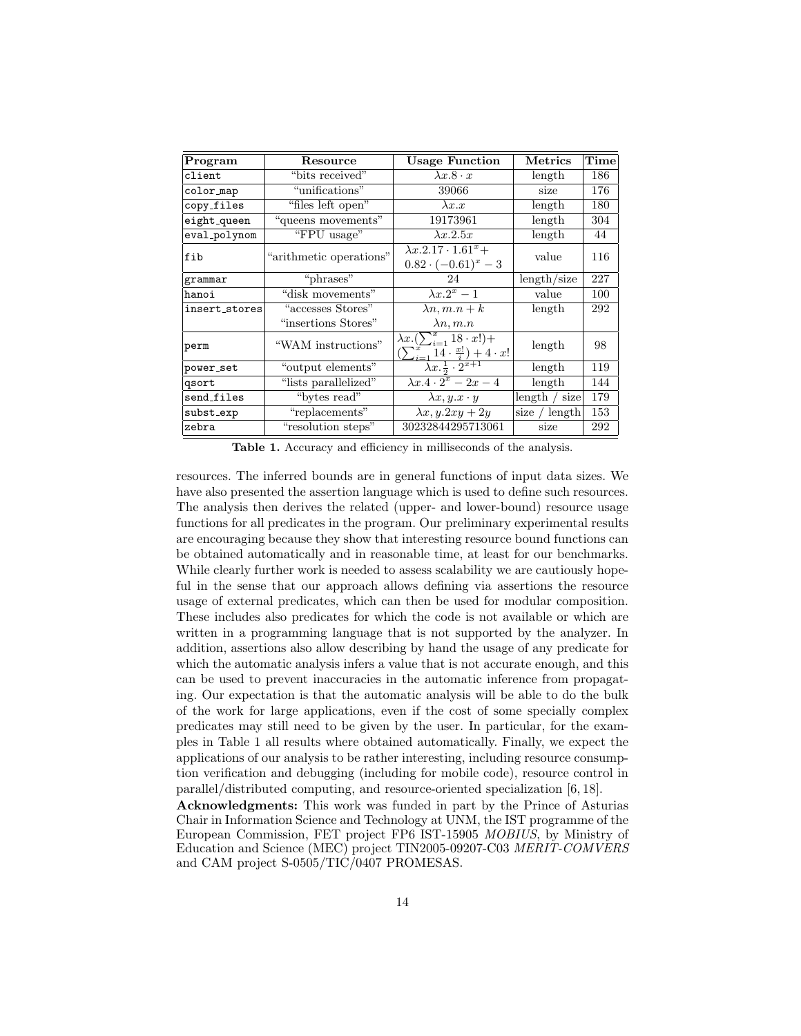| Program | Resource | Usage Function | Metrics | Time |
|---|---|---|---|---|
| `client` | "bits received" | $\lambda x.8 \cdot x$ | length | 186 |
| `color_map` | "unifications" | 39066 | size | 176 |
| `copy_files` | "files left open" | $\lambda x.x$ | length | 180 |
| `eight_queen` | "queens movements" | 19173961 | length | 304 |
| `eval_polynom` | "FPU usage" | $\lambda x.2.5x$ | length | 44 |
| `fib` | "arithmetic operations" | $\lambda x.2.17 \cdot 1.61^x + 0.82 \cdot (-0.61)^x - 3$ | value | 116 |
| `grammar` | "phrases" | 24 | length/size | 227 |
| `hanoi` | "disk movements" | $\lambda x.2^x - 1$ | value | 100 |
| `insert_stores` | "accesses Stores" "insertions Stores" | $\lambda n, m.n + k$ $\lambda n, m.n$ | length | 292 |
| `perm` | "WAM instructions" | $\lambda x.(\sum_{i=1}^{x} 18 \cdot x!) + (\sum_{i=1}^{x} 14 \cdot \frac{x!}{i}) + 4 \cdot x!$ | length | 98 |
| `power_set` | "output elements" | $\lambda x.\frac{1}{2} \cdot 2^{x+1}$ | length | 119 |
| `qsort` | "lists parallelized" | $\lambda x.4 \cdot 2^x - 2x - 4$ | length | 144 |
| `send_files` | "bytes read" | $\lambda x, y.x \cdot y$ | length / size | 179 |
| `subst_exp` | "replacements" | $\lambda x, y.2xy + 2y$ | size / length | 153 |
| `zebra` | "resolution steps" | 30232844295713061 | size | 292 |

**Table 1.** Accuracy and efficiency in milliseconds of the analysis.

resources. The inferred bounds are in general functions of input data sizes. We have also presented the assertion language which is used to define such resources. The analysis then derives the related (upper- and lower-bound) resource usage functions for all predicates in the program. Our preliminary experimental results are encouraging because they show that interesting resource bound functions can be obtained automatically and in reasonable time, at least for our benchmarks. While clearly further work is needed to assess scalability we are cautiously hopeful in the sense that our approach allows defining via assertions the resource usage of external predicates, which can then be used for modular composition. These includes also predicates for which the code is not available or which are written in a programming language that is not supported by the analyzer. In addition, assertions also allow describing by hand the usage of any predicate for which the automatic analysis infers a value that is not accurate enough, and this can be used to prevent inaccuracies in the automatic inference from propagating. Our expectation is that the automatic analysis will be able to do the bulk of the work for large applications, even if the cost of some specially complex predicates may still need to be given by the user. In particular, for the examples in Table 1 all results where obtained automatically. Finally, we expect the applications of our analysis to be rather interesting, including resource consumption verification and debugging (including for mobile code), resource control in parallel/distributed computing, and resource-oriented specialization [6, 18].

**Acknowledgments:** This work was funded in part by the Prince of Asturias Chair in Information Science and Technology at UNM, the IST programme of the European Commission, FET project FP6 IST-15905 *MOBIUS*, by Ministry of Education and Science (MEC) project TIN2005-09207-C03 *MERIT-COMVERS* and CAM project S-0505/TIC/0407 PROMESAS.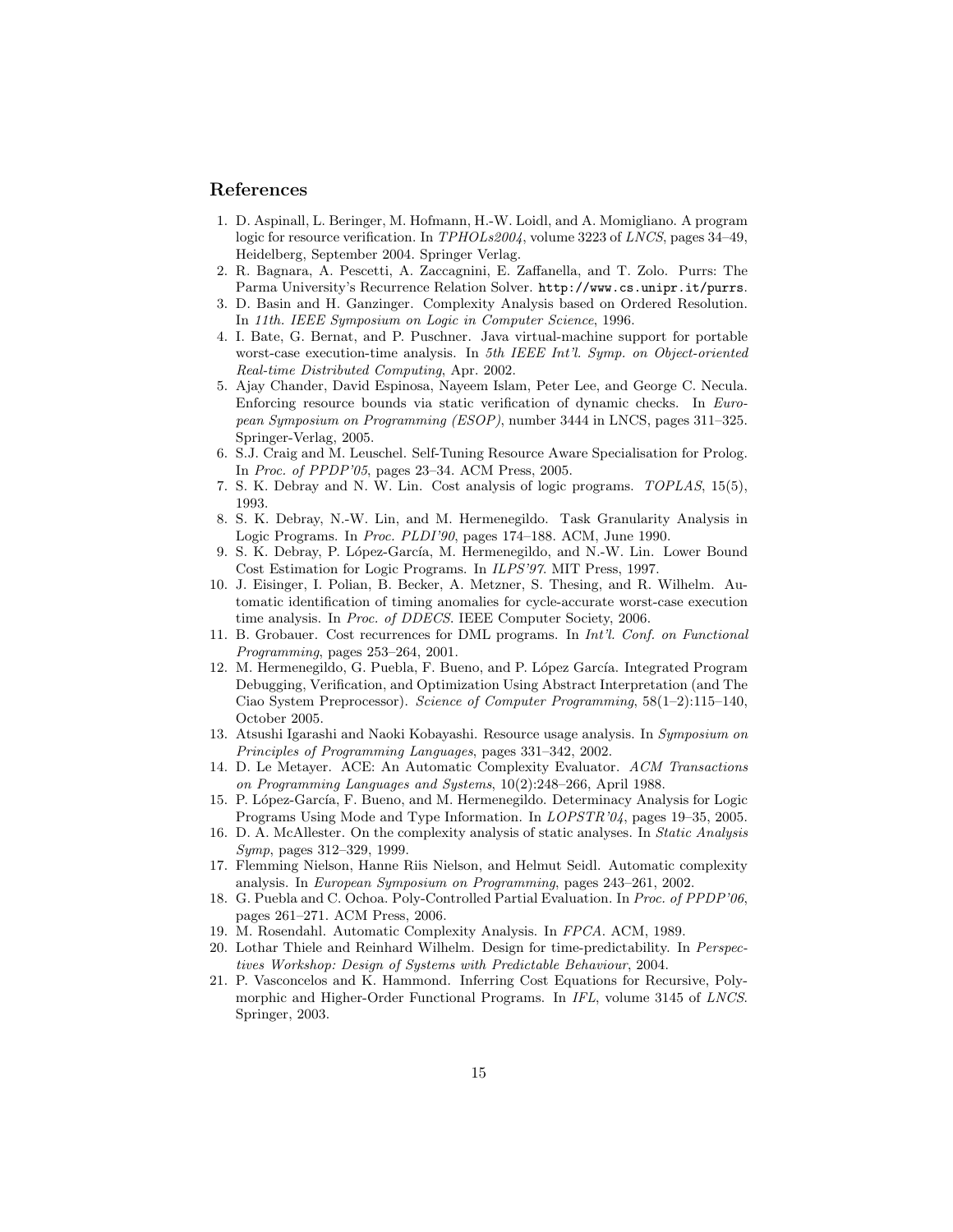## References

1. D. Aspinall, L. Beringer, M. Hofmann, H.-W. Loidl, and A. Momigliano. A program logic for resource verification. In *TPHOLs2004*, volume 3223 of *LNCS*, pages 34–49, Heidelberg, September 2004. Springer Verlag.
2. R. Bagnara, A. Pescetti, A. Zaccagnini, E. Zaffanella, and T. Zolo. Purrs: The Parma University's Recurrence Relation Solver. `http://www.cs.unipr.it/purrs`.
3. D. Basin and H. Ganzinger. Complexity Analysis based on Ordered Resolution. In *11th. IEEE Symposium on Logic in Computer Science*, 1996.
4. I. Bate, G. Bernat, and P. Puschner. Java virtual-machine support for portable worst-case execution-time analysis. In *5th IEEE Int'l. Symp. on Object-oriented Real-time Distributed Computing*, Apr. 2002.
5. Ajay Chander, David Espinosa, Nayeem Islam, Peter Lee, and George C. Necula. Enforcing resource bounds via static verification of dynamic checks. In *European Symposium on Programming (ESOP)*, number 3444 in LNCS, pages 311–325. Springer-Verlag, 2005.
6. S.J. Craig and M. Leuschel. Self-Tuning Resource Aware Specialisation for Prolog. In *Proc. of PPDP'05*, pages 23–34. ACM Press, 2005.
7. S. K. Debray and N. W. Lin. Cost analysis of logic programs. *TOPLAS*, 15(5), 1993.
8. S. K. Debray, N.-W. Lin, and M. Hermenegildo. Task Granularity Analysis in Logic Programs. In *Proc. PLDI'90*, pages 174–188. ACM, June 1990.
9. S. K. Debray, P. López-García, M. Hermenegildo, and N.-W. Lin. Lower Bound Cost Estimation for Logic Programs. In *ILPS'97*. MIT Press, 1997.
10. J. Eisinger, I. Polian, B. Becker, A. Metzner, S. Thesing, and R. Wilhelm. Automatic identification of timing anomalies for cycle-accurate worst-case execution time analysis. In *Proc. of DDECS*. IEEE Computer Society, 2006.
11. B. Grobauer. Cost recurrences for DML programs. In *Int'l. Conf. on Functional Programming*, pages 253–264, 2001.
12. M. Hermenegildo, G. Puebla, F. Bueno, and P. López García. Integrated Program Debugging, Verification, and Optimization Using Abstract Interpretation (and The Ciao System Preprocessor). *Science of Computer Programming*, 58(1–2):115–140, October 2005.
13. Atsushi Igarashi and Naoki Kobayashi. Resource usage analysis. In *Symposium on Principles of Programming Languages*, pages 331–342, 2002.
14. D. Le Metayer. ACE: An Automatic Complexity Evaluator. *ACM Transactions on Programming Languages and Systems*, 10(2):248–266, April 1988.
15. P. López-García, F. Bueno, and M. Hermenegildo. Determinacy Analysis for Logic Programs Using Mode and Type Information. In *LOPSTR'04*, pages 19–35, 2005.
16. D. A. McAllester. On the complexity analysis of static analyses. In *Static Analysis Symp*, pages 312–329, 1999.
17. Flemming Nielson, Hanne Riis Nielson, and Helmut Seidl. Automatic complexity analysis. In *European Symposium on Programming*, pages 243–261, 2002.
18. G. Puebla and C. Ochoa. Poly-Controlled Partial Evaluation. In *Proc. of PPDP'06*, pages 261–271. ACM Press, 2006.
19. M. Rosendahl. Automatic Complexity Analysis. In *FPCA*. ACM, 1989.
20. Lothar Thiele and Reinhard Wilhelm. Design for time-predictability. In *Perspectives Workshop: Design of Systems with Predictable Behaviour*, 2004.
21. P. Vasconcelos and K. Hammond. Inferring Cost Equations for Recursive, Polymorphic and Higher-Order Functional Programs. In *IFL*, volume 3145 of *LNCS*. Springer, 2003.